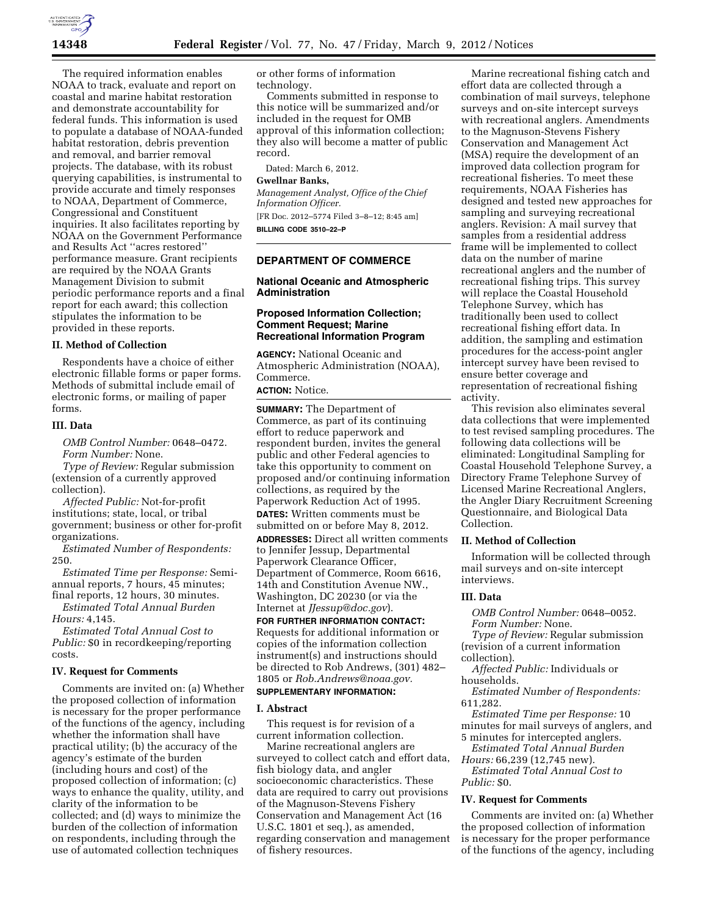The required information enables NOAA to track, evaluate and report on coastal and marine habitat restoration and demonstrate accountability for federal funds. This information is used to populate a database of NOAA-funded habitat restoration, debris prevention and removal, and barrier removal projects. The database, with its robust querying capabilities, is instrumental to provide accurate and timely responses to NOAA, Department of Commerce, Congressional and Constituent inquiries. It also facilitates reporting by NOAA on the Government Performance and Results Act ''acres restored'' performance measure. Grant recipients are required by the NOAA Grants Management Division to submit periodic performance reports and a final report for each award; this collection stipulates the information to be provided in these reports.

## II. Method of Collection

Respondents have a choice of either electronic fillable forms or paper forms. Methods of submittal include email of electronic forms, or mailing of paper forms.

## III. Data

*OMB Control Number:* 0648–0472.

*Form Number:* None.

*Type of Review:* Regular submission (extension of a currently approved collection).

*Affected Public:* Not-for-profit institutions; state, local, or tribal government; business or other for-profit organizations.

*Estimated Number of Respondents:* 250.

*Estimated Time per Response:* Semi-annual reports, 7 hours, 45 minutes; final reports, 12 hours, 30 minutes.

*Estimated Total Annual Burden Hours:* 4,145.

*Estimated Total Annual Cost to Public:* $0 in recordkeeping/reporting costs.

## IV. Request for Comments

Comments are invited on: (a) Whether the proposed collection of information is necessary for the proper performance of the functions of the agency, including whether the information shall have practical utility; (b) the accuracy of the agency's estimate of the burden (including hours and cost) of the proposed collection of information; (c) ways to enhance the quality, utility, and clarity of the information to be collected; and (d) ways to minimize the burden of the collection of information on respondents, including through the use of automated collection techniques or other forms of information technology.

Comments submitted in response to this notice will be summarized and/or included in the request for OMB approval of this information collection; they also will become a matter of public record.

Dated: March 6, 2012.

**Gwellnar Banks,**

*Management Analyst, Office of the Chief Information Officer.*

[FR Doc. 2012–5774 Filed 3–8–12; 8:45 am]

**BILLING CODE 3510–22–P**

---

# DEPARTMENT OF COMMERCE

## National Oceanic and Atmospheric Administration

## Proposed Information Collection; Comment Request; Marine Recreational Information Program

**AGENCY:** National Oceanic and Atmospheric Administration (NOAA), Commerce.

**ACTION:** Notice.

---

**SUMMARY:** The Department of Commerce, as part of its continuing effort to reduce paperwork and respondent burden, invites the general public and other Federal agencies to take this opportunity to comment on proposed and/or continuing information collections, as required by the Paperwork Reduction Act of 1995.

**DATES:** Written comments must be submitted on or before May 8, 2012.

**ADDRESSES:** Direct all written comments to Jennifer Jessup, Departmental Paperwork Clearance Officer, Department of Commerce, Room 6616, 14th and Constitution Avenue NW., Washington, DC 20230 (or via the Internet at *JJessup@doc.gov*).

**FOR FURTHER INFORMATION CONTACT:** Requests for additional information or copies of the information collection instrument(s) and instructions should be directed to Rob Andrews, (301) 482–1805 or *Rob.Andrews@noaa.gov.*

**SUPPLEMENTARY INFORMATION:**

## I. Abstract

This request is for revision of a current information collection.

Marine recreational anglers are surveyed to collect catch and effort data, fish biology data, and angler socioeconomic characteristics. These data are required to carry out provisions of the Magnuson-Stevens Fishery Conservation and Management Act (16 U.S.C. 1801 et seq.), as amended, regarding conservation and management of fishery resources.

Marine recreational fishing catch and effort data are collected through a combination of mail surveys, telephone surveys and on-site intercept surveys with recreational anglers. Amendments to the Magnuson-Stevens Fishery Conservation and Management Act (MSA) require the development of an improved data collection program for recreational fisheries. To meet these requirements, NOAA Fisheries has designed and tested new approaches for sampling and surveying recreational anglers. Revision: A mail survey that samples from a residential address frame will be implemented to collect data on the number of marine recreational anglers and the number of recreational fishing trips. This survey will replace the Coastal Household Telephone Survey, which has traditionally been used to collect recreational fishing effort data. In addition, the sampling and estimation procedures for the access-point angler intercept survey have been revised to ensure better coverage and representation of recreational fishing activity.

This revision also eliminates several data collections that were implemented to test revised sampling procedures. The following data collections will be eliminated: Longitudinal Sampling for Coastal Household Telephone Survey, a Directory Frame Telephone Survey of Licensed Marine Recreational Anglers, the Angler Diary Recruitment Screening Questionnaire, and Biological Data Collection.

## II. Method of Collection

Information will be collected through mail surveys and on-site intercept interviews.

## III. Data

*OMB Control Number:* 0648–0052.

*Form Number:* None.

*Type of Review:* Regular submission (revision of a current information collection).

*Affected Public:* Individuals or households.

*Estimated Number of Respondents:* 611,282.

*Estimated Time per Response:* 10 minutes for mail surveys of anglers, and 5 minutes for intercepted anglers.

*Estimated Total Annual Burden Hours:* 66,239 (12,745 new).

*Estimated Total Annual Cost to Public:* $0.

## IV. Request for Comments

Comments are invited on: (a) Whether the proposed collection of information is necessary for the proper performance of the functions of the agency, including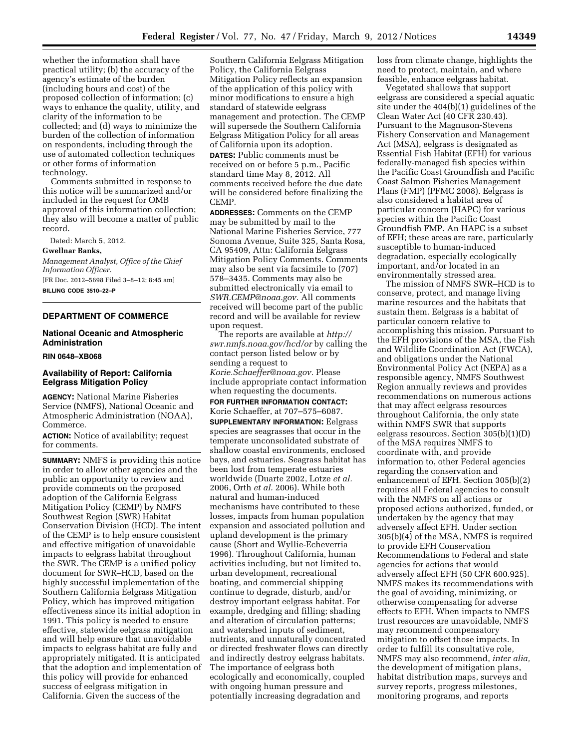whether the information shall have practical utility; (b) the accuracy of the agency's estimate of the burden (including hours and cost) of the proposed collection of information; (c) ways to enhance the quality, utility, and clarity of the information to be collected; and (d) ways to minimize the burden of the collection of information on respondents, including through the use of automated collection techniques or other forms of information technology.

Comments submitted in response to this notice will be summarized and/or included in the request for OMB approval of this information collection; they also will become a matter of public record.

Dated: March 5, 2012.

**Gwellnar Banks,**

*Management Analyst, Office of the Chief Information Officer.*

[FR Doc. 2012–5698 Filed 3–8–12; 8:45 am]

**BILLING CODE 3510–22–P**

## DEPARTMENT OF COMMERCE

### National Oceanic and Atmospheric Administration

**RIN 0648–XB068**

### Availability of Report: California Eelgrass Mitigation Policy

**AGENCY:** National Marine Fisheries Service (NMFS), National Oceanic and Atmospheric Administration (NOAA), Commerce.

**ACTION:** Notice of availability; request for comments.

**SUMMARY:** NMFS is providing this notice in order to allow other agencies and the public an opportunity to review and provide comments on the proposed adoption of the California Eelgrass Mitigation Policy (CEMP) by NMFS Southwest Region (SWR) Habitat Conservation Division (HCD). The intent of the CEMP is to help ensure consistent and effective mitigation of unavoidable impacts to eelgrass habitat throughout the SWR. The CEMP is a unified policy document for SWR–HCD, based on the highly successful implementation of the Southern California Eelgrass Mitigation Policy, which has improved mitigation effectiveness since its initial adoption in 1991. This policy is needed to ensure effective, statewide eelgrass mitigation and will help ensure that unavoidable impacts to eelgrass habitat are fully and appropriately mitigated. It is anticipated that the adoption and implementation of this policy will provide for enhanced success of eelgrass mitigation in California. Given the success of the Southern California Eelgrass Mitigation Policy, the California Eelgrass Mitigation Policy reflects an expansion of the application of this policy with minor modifications to ensure a high standard of statewide eelgrass management and protection. The CEMP will supersede the Southern California Eelgrass Mitigation Policy for all areas of California upon its adoption.

**DATES:** Public comments must be received on or before 5 p.m., Pacific standard time May 8, 2012. All comments received before the due date will be considered before finalizing the CEMP.

**ADDRESSES:** Comments on the CEMP may be submitted by mail to the National Marine Fisheries Service, 777 Sonoma Avenue, Suite 325, Santa Rosa, CA 95409, Attn: California Eelgrass Mitigation Policy Comments. Comments may also be sent via facsimile to (707) 578–3435. Comments may also be submitted electronically via email to *SWR.CEMP@noaa.gov.* All comments received will become part of the public record and will be available for review upon request.

The reports are available at *http://swr.nmfs.noaa.gov/hcd/or* by calling the contact person listed below or by sending a request to *Korie.Schaeffer@noaa.gov.* Please include appropriate contact information when requesting the documents.

**FOR FURTHER INFORMATION CONTACT:** Korie Schaeffer, at 707–575–6087.

**SUPPLEMENTARY INFORMATION:** Eelgrass species are seagrasses that occur in the temperate unconsolidated substrate of shallow coastal environments, enclosed bays, and estuaries. Seagrass habitat has been lost from temperate estuaries worldwide (Duarte 2002, Lotze *et al.* 2006, Orth *et al.* 2006). While both natural and human-induced mechanisms have contributed to these losses, impacts from human population expansion and associated pollution and upland development is the primary cause (Short and Wyllie-Echeverria 1996). Throughout California, human activities including, but not limited to, urban development, recreational boating, and commercial shipping continue to degrade, disturb, and/or destroy important eelgrass habitat. For example, dredging and filling; shading and alteration of circulation patterns; and watershed inputs of sediment, nutrients, and unnaturally concentrated or directed freshwater flows can directly and indirectly destroy eelgrass habitats. The importance of eelgrass both ecologically and economically, coupled with ongoing human pressure and potentially increasing degradation and loss from climate change, highlights the need to protect, maintain, and where feasible, enhance eelgrass habitat.

Vegetated shallows that support eelgrass are considered a special aquatic site under the 404(b)(1) guidelines of the Clean Water Act (40 CFR 230.43). Pursuant to the Magnuson-Stevens Fishery Conservation and Management Act (MSA), eelgrass is designated as Essential Fish Habitat (EFH) for various federally-managed fish species within the Pacific Coast Groundfish and Pacific Coast Salmon Fisheries Management Plans (FMP) (PFMC 2008). Eelgrass is also considered a habitat area of particular concern (HAPC) for various species within the Pacific Coast Groundfish FMP. An HAPC is a subset of EFH; these areas are rare, particularly susceptible to human-induced degradation, especially ecologically important, and/or located in an environmentally stressed area.

The mission of NMFS SWR–HCD is to conserve, protect, and manage living marine resources and the habitats that sustain them. Eelgrass is a habitat of particular concern relative to accomplishing this mission. Pursuant to the EFH provisions of the MSA, the Fish and Wildlife Coordination Act (FWCA), and obligations under the National Environmental Policy Act (NEPA) as a responsible agency, NMFS Southwest Region annually reviews and provides recommendations on numerous actions that may affect eelgrass resources throughout California, the only state within NMFS SWR that supports eelgrass resources. Section 305(b)(1)(D) of the MSA requires NMFS to coordinate with, and provide information to, other Federal agencies regarding the conservation and enhancement of EFH. Section 305(b)(2) requires all Federal agencies to consult with the NMFS on all actions or proposed actions authorized, funded, or undertaken by the agency that may adversely affect EFH. Under section 305(b)(4) of the MSA, NMFS is required to provide EFH Conservation Recommendations to Federal and state agencies for actions that would adversely affect EFH (50 CFR 600.925). NMFS makes its recommendations with the goal of avoiding, minimizing, or otherwise compensating for adverse effects to EFH. When impacts to NMFS trust resources are unavoidable, NMFS may recommend compensatory mitigation to offset those impacts. In order to fulfill its consultative role, NMFS may also recommend, *inter alia,* the development of mitigation plans, habitat distribution maps, surveys and survey reports, progress milestones, monitoring programs, and reports